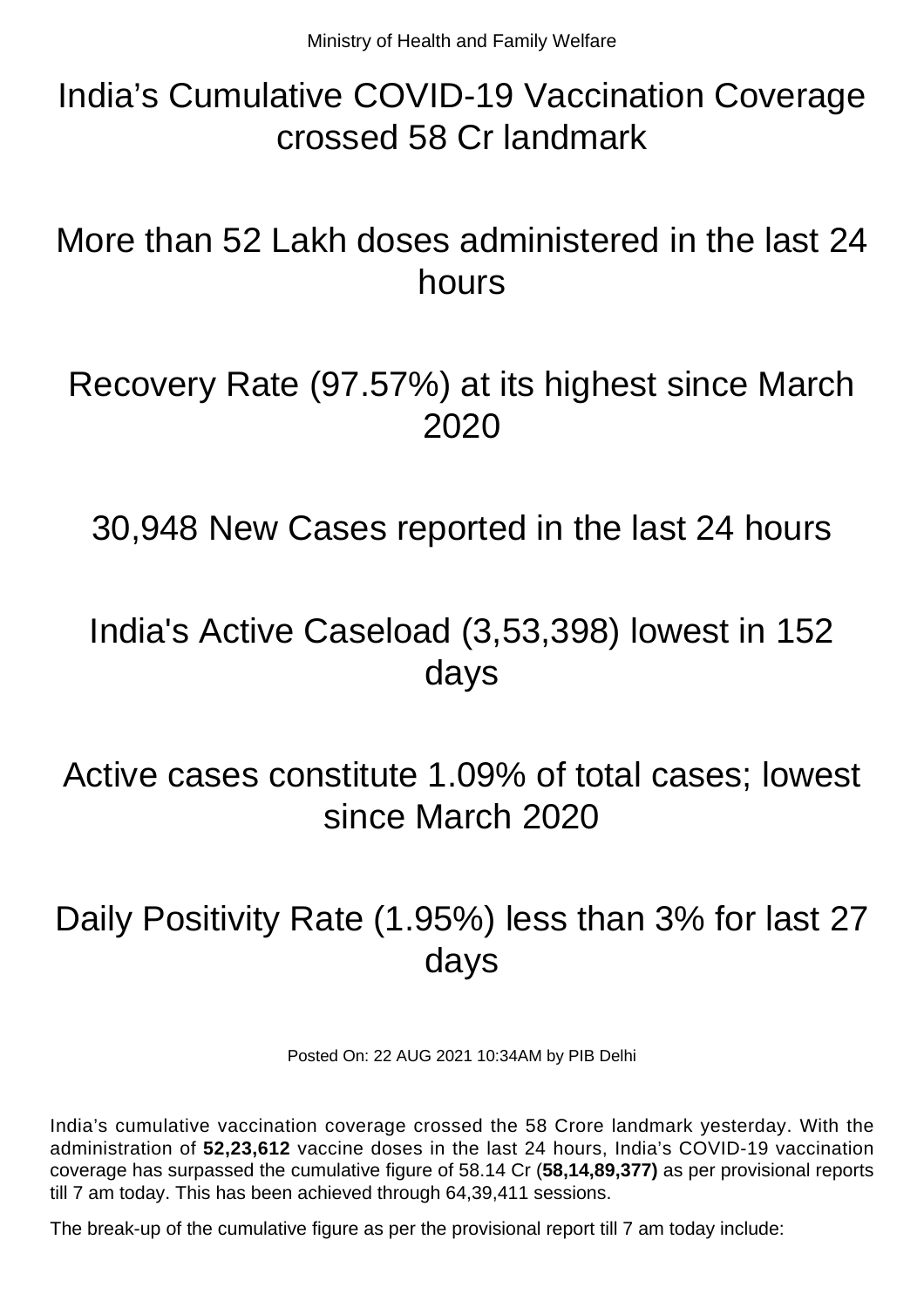Ministry of Health and Family Welfare

# India’s Cumulative COVID-19 Vaccination Coverage crossed 58 Cr landmark

# More than 52 Lakh doses administered in the last 24 hours

# Recovery Rate (97.57%) at its highest since March 2020

# 30,948 New Cases reported in the last 24 hours

# India's Active Caseload (3,53,398) lowest in 152 days

# Active cases constitute 1.09% of total cases; lowest since March 2020

# Daily Positivity Rate (1.95%) less than 3% for last 27 days

Posted On: 22 AUG 2021 10:34AM by PIB Delhi

India’s cumulative vaccination coverage crossed the 58 Crore landmark yesterday. With the administration of **52,23,612** vaccine doses in the last 24 hours, India’s COVID-19 vaccination coverage has surpassed the cumulative figure of 58.14 Cr (**58,14,89,377)** as per provisional reports till 7 am today. This has been achieved through 64,39,411 sessions.

The break-up of the cumulative figure as per the provisional report till 7 am today include: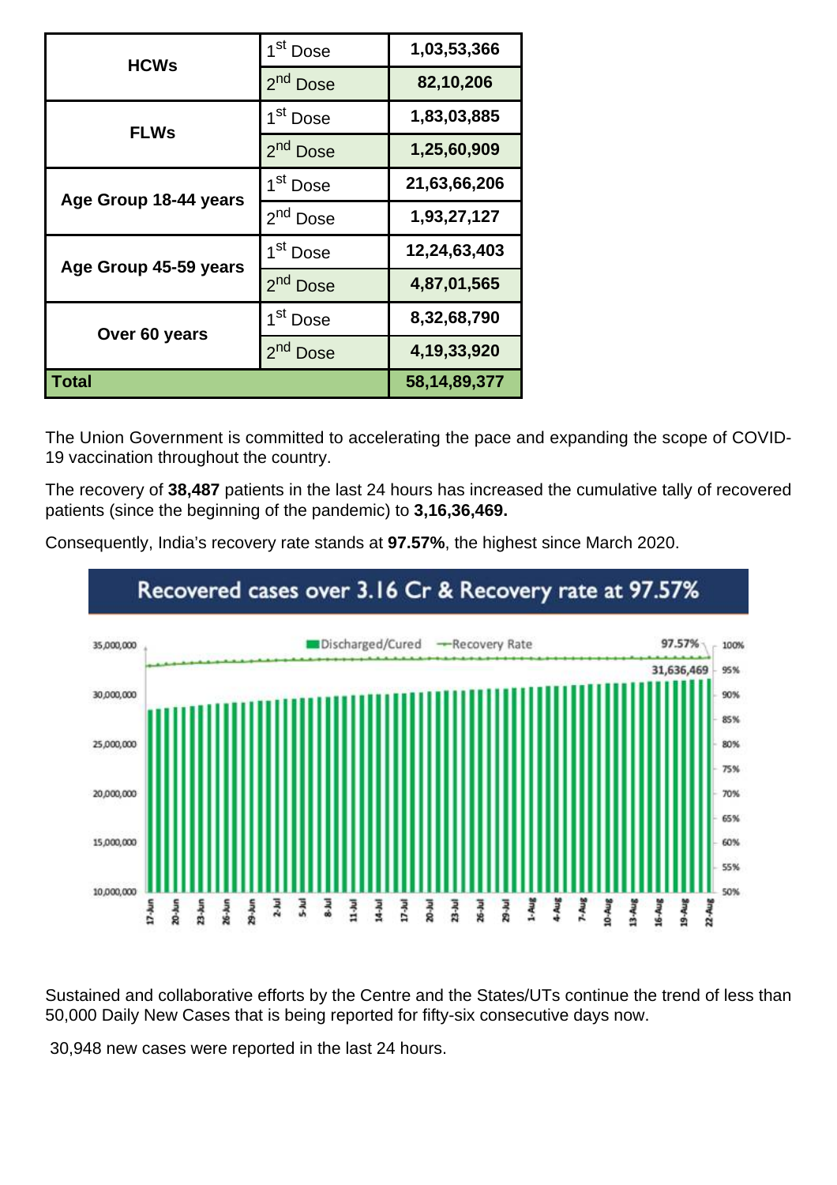| | | |
|---|---|---|
| **HCWs** | 1st Dose | **1,03,53,366** |
| | 2nd Dose | **82,10,206** |
| **FLWs** | 1st Dose | **1,83,03,885** |
| | 2nd Dose | **1,25,60,909** |
| **Age Group 18-44 years** | 1st Dose | **21,63,66,206** |
| | 2nd Dose | **1,93,27,127** |
| **Age Group 45-59 years** | 1st Dose | **12,24,63,403** |
| | 2nd Dose | **4,87,01,565** |
| **Over 60 years** | 1st Dose | **8,32,68,790** |
| | 2nd Dose | **4,19,33,920** |
| **Total** | | **58,14,89,377** |

The Union Government is committed to accelerating the pace and expanding the scope of COVID-19 vaccination throughout the country.

The recovery of **38,487** patients in the last 24 hours has increased the cumulative tally of recovered patients (since the beginning of the pandemic) to **3,16,36,469.**

Consequently, India's recovery rate stands at **97.57%**, the highest since March 2020.

**Recovered cases over 3.16 Cr & Recovery rate at 97.57%**

Sustained and collaborative efforts by the Centre and the States/UTs continue the trend of less than 50,000 Daily New Cases that is being reported for fifty-six consecutive days now.

30,948 new cases were reported in the last 24 hours.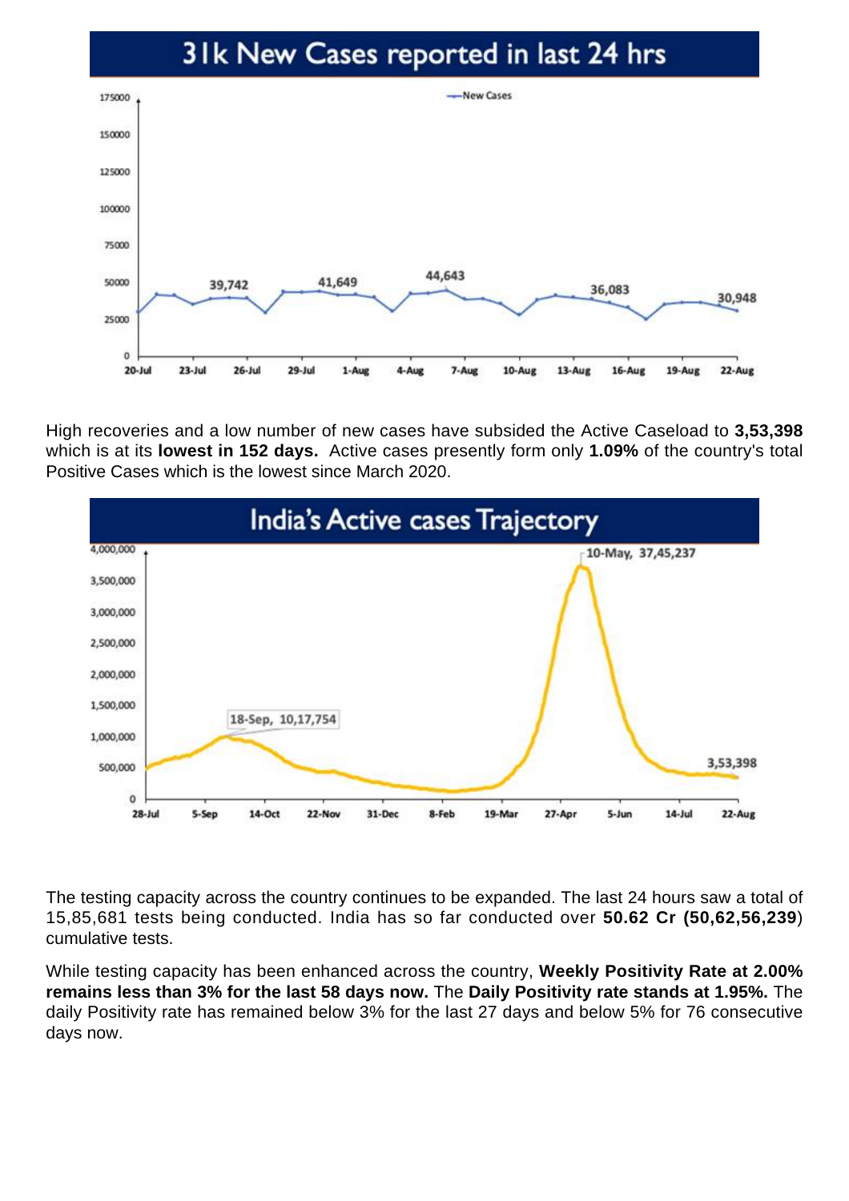## 31k New Cases reported in last 24 hrs

High recoveries and a low number of new cases have subsided the Active Caseload to **3,53,398** which is at its **lowest in 152 days.** Active cases presently form only **1.09%** of the country's total Positive Cases which is the lowest since March 2020.

## India's Active cases Trajectory

The testing capacity across the country continues to be expanded. The last 24 hours saw a total of 15,85,681 tests being conducted. India has so far conducted over **50.62 Cr (50,62,56,239**) cumulative tests.

While testing capacity has been enhanced across the country, **Weekly Positivity Rate at 2.00% remains less than 3% for the last 58 days now.** The **Daily Positivity rate stands at 1.95%.** The daily Positivity rate has remained below 3% for the last 27 days and below 5% for 76 consecutive days now.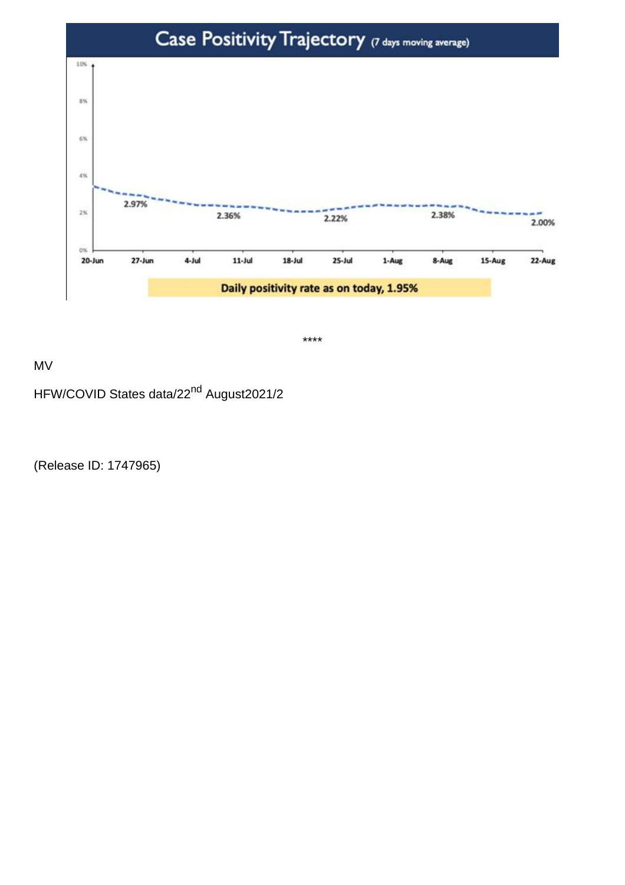Case Positivity Trajectory (7 days moving average)

10%
8%
6%
4%
2%
0%

2.97%
2.36%
2.22%
2.38%
2.00%

20-Jun
27-Jun
4-Jul
11-Jul
18-Jul
25-Jul
1-Aug
8-Aug
15-Aug
22-Aug

Daily positivity rate as on today, 1.95%

****

MV

HFW/COVID States data/22nd August2021/2

(Release ID: 1747965)